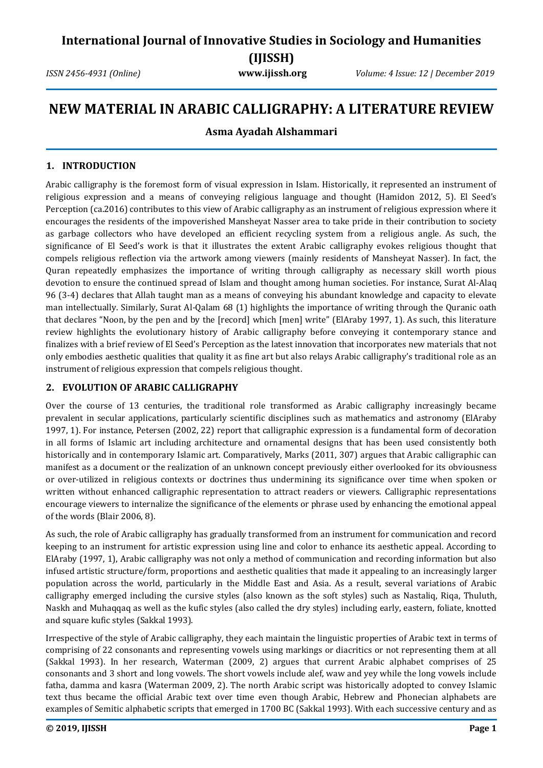# NEW MATERIAL IN ARABIC CALLIGRAPHY: A LITERATURE REVIEW

**Asma Ayadah Alshammari**

## 1. INTRODUCTION

Arabic calligraphy is the foremost form of visual expression in Islam. Historically, it represented an instrument of religious expression and a means of conveying religious language and thought (Hamidon 2012, 5). El Seed's Perception (ca.2016) contributes to this view of Arabic calligraphy as an instrument of religious expression where it encourages the residents of the impoverished Mansheyat Nasser area to take pride in their contribution to society as garbage collectors who have developed an efficient recycling system from a religious angle. As such, the significance of El Seed's work is that it illustrates the extent Arabic calligraphy evokes religious thought that compels religious reflection via the artwork among viewers (mainly residents of Mansheyat Nasser). In fact, the Quran repeatedly emphasizes the importance of writing through calligraphy as necessary skill worth pious devotion to ensure the continued spread of Islam and thought among human societies. For instance, Surat Al-Alaq 96 (3-4) declares that Allah taught man as a means of conveying his abundant knowledge and capacity to elevate man intellectually. Similarly, Surat Al-Qalam 68 (1) highlights the importance of writing through the Quranic oath that declares "Noon, by the pen and by the [record] which [men] write" (ElAraby 1997, 1). As such, this literature review highlights the evolutionary history of Arabic calligraphy before conveying it contemporary stance and finalizes with a brief review of El Seed's Perception as the latest innovation that incorporates new materials that not only embodies aesthetic qualities that quality it as fine art but also relays Arabic calligraphy's traditional role as an instrument of religious expression that compels religious thought.

## 2. EVOLUTION OF ARABIC CALLIGRAPHY

Over the course of 13 centuries, the traditional role transformed as Arabic calligraphy increasingly became prevalent in secular applications, particularly scientific disciplines such as mathematics and astronomy (ElAraby 1997, 1). For instance, Petersen (2002, 22) report that calligraphic expression is a fundamental form of decoration in all forms of Islamic art including architecture and ornamental designs that has been used consistently both historically and in contemporary Islamic art. Comparatively, Marks (2011, 307) argues that Arabic calligraphic can manifest as a document or the realization of an unknown concept previously either overlooked for its obviousness or over-utilized in religious contexts or doctrines thus undermining its significance over time when spoken or written without enhanced calligraphic representation to attract readers or viewers. Calligraphic representations encourage viewers to internalize the significance of the elements or phrase used by enhancing the emotional appeal of the words (Blair 2006, 8).

As such, the role of Arabic calligraphy has gradually transformed from an instrument for communication and record keeping to an instrument for artistic expression using line and color to enhance its aesthetic appeal. According to ElAraby (1997, 1), Arabic calligraphy was not only a method of communication and recording information but also infused artistic structure/form, proportions and aesthetic qualities that made it appealing to an increasingly larger population across the world, particularly in the Middle East and Asia. As a result, several variations of Arabic calligraphy emerged including the cursive styles (also known as the soft styles) such as Nastaliq, Riqa, Thuluth, Naskh and Muhaqqaq as well as the kufic styles (also called the dry styles) including early, eastern, foliate, knotted and square kufic styles (Sakkal 1993).

Irrespective of the style of Arabic calligraphy, they each maintain the linguistic properties of Arabic text in terms of comprising of 22 consonants and representing vowels using markings or diacritics or not representing them at all (Sakkal 1993). In her research, Waterman (2009, 2) argues that current Arabic alphabet comprises of 25 consonants and 3 short and long vowels. The short vowels include alef, waw and yey while the long vowels include fatha, damma and kasra (Waterman 2009, 2). The north Arabic script was historically adopted to convey Islamic text thus became the official Arabic text over time even though Arabic, Hebrew and Phonecian alphabets are examples of Semitic alphabetic scripts that emerged in 1700 BC (Sakkal 1993). With each successive century and as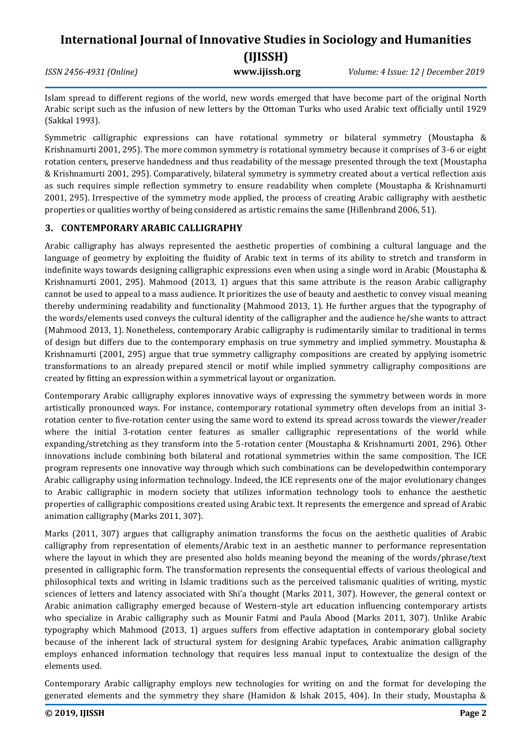Islam spread to different regions of the world, new words emerged that have become part of the original North Arabic script such as the infusion of new letters by the Ottoman Turks who used Arabic text officially until 1929 (Sakkal 1993).

Symmetric calligraphic expressions can have rotational symmetry or bilateral symmetry (Moustapha & Krishnamurti 2001, 295). The more common symmetry is rotational symmetry because it comprises of 3-6 or eight rotation centers, preserve handedness and thus readability of the message presented through the text (Moustapha & Krishnamurti 2001, 295). Comparatively, bilateral symmetry is symmetry created about a vertical reflection axis as such requires simple reflection symmetry to ensure readability when complete (Moustapha & Krishnamurti 2001, 295). Irrespective of the symmetry mode applied, the process of creating Arabic calligraphy with aesthetic properties or qualities worthy of being considered as artistic remains the same (Hillenbrand 2006, 51).

## 3. CONTEMPORARY ARABIC CALLIGRAPHY

Arabic calligraphy has always represented the aesthetic properties of combining a cultural language and the language of geometry by exploiting the fluidity of Arabic text in terms of its ability to stretch and transform in indefinite ways towards designing calligraphic expressions even when using a single word in Arabic (Moustapha & Krishnamurti 2001, 295). Mahmood (2013, 1) argues that this same attribute is the reason Arabic calligraphy cannot be used to appeal to a mass audience. It prioritizes the use of beauty and aesthetic to convey visual meaning thereby undermining readability and functionality (Mahmood 2013, 1). He further argues that the typography of the words/elements used conveys the cultural identity of the calligrapher and the audience he/she wants to attract (Mahmood 2013, 1). Nonetheless, contemporary Arabic calligraphy is rudimentarily similar to traditional in terms of design but differs due to the contemporary emphasis on true symmetry and implied symmetry. Moustapha & Krishnamurti (2001, 295) argue that true symmetry calligraphy compositions are created by applying isometric transformations to an already prepared stencil or motif while implied symmetry calligraphy compositions are created by fitting an expression within a symmetrical layout or organization.

Contemporary Arabic calligraphy explores innovative ways of expressing the symmetry between words in more artistically pronounced ways. For instance, contemporary rotational symmetry often develops from an initial 3-rotation center to five-rotation center using the same word to extend its spread across towards the viewer/reader where the initial 3-rotation center features as smaller calligraphic representations of the world while expanding/stretching as they transform into the 5-rotation center (Moustapha & Krishnamurti 2001, 296). Other innovations include combining both bilateral and rotational symmetries within the same composition. The ICE program represents one innovative way through which such combinations can be developedwithin contemporary Arabic calligraphy using information technology. Indeed, the ICE represents one of the major evolutionary changes to Arabic calligraphic in modern society that utilizes information technology tools to enhance the aesthetic properties of calligraphic compositions created using Arabic text. It represents the emergence and spread of Arabic animation calligraphy (Marks 2011, 307).

Marks (2011, 307) argues that calligraphy animation transforms the focus on the aesthetic qualities of Arabic calligraphy from representation of elements/Arabic text in an aesthetic manner to performance representation where the layout in which they are presented also holds meaning beyond the meaning of the words/phrase/text presented in calligraphic form. The transformation represents the consequential effects of various theological and philosophical texts and writing in Islamic traditions such as the perceived talismanic qualities of writing, mystic sciences of letters and latency associated with Shi'a thought (Marks 2011, 307). However, the general context or Arabic animation calligraphy emerged because of Western-style art education influencing contemporary artists who specialize in Arabic calligraphy such as Mounir Fatmi and Paula Abood (Marks 2011, 307). Unlike Arabic typography which Mahmood (2013, 1) argues suffers from effective adaptation in contemporary global society because of the inherent lack of structural system for designing Arabic typefaces, Arabic animation calligraphy employs enhanced information technology that requires less manual input to contextualize the design of the elements used.

Contemporary Arabic calligraphy employs new technologies for writing on and the format for developing the generated elements and the symmetry they share (Hamidon & Ishak 2015, 404). In their study, Moustapha &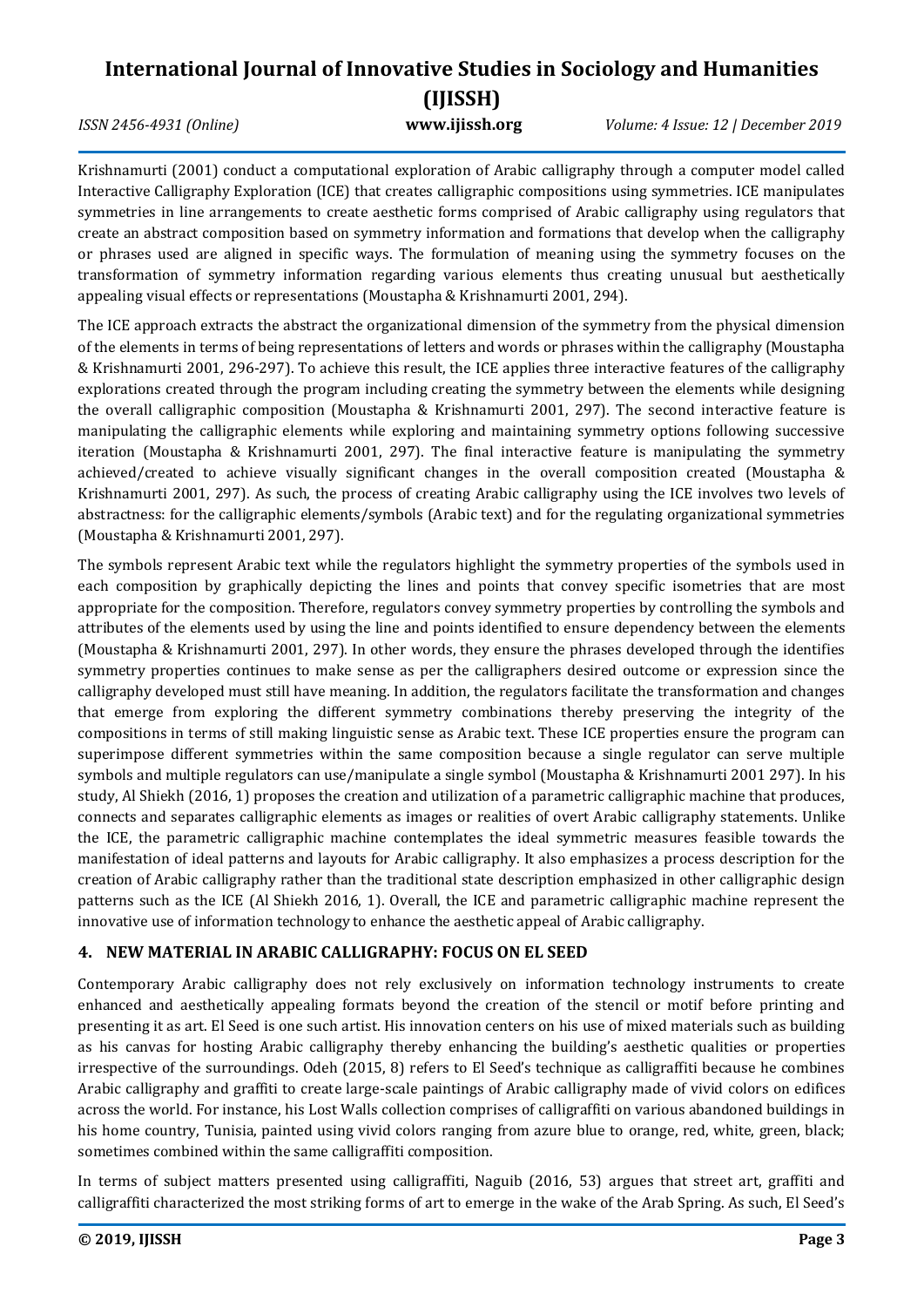Krishnamurti (2001) conduct a computational exploration of Arabic calligraphy through a computer model called Interactive Calligraphy Exploration (ICE) that creates calligraphic compositions using symmetries. ICE manipulates symmetries in line arrangements to create aesthetic forms comprised of Arabic calligraphy using regulators that create an abstract composition based on symmetry information and formations that develop when the calligraphy or phrases used are aligned in specific ways. The formulation of meaning using the symmetry focuses on the transformation of symmetry information regarding various elements thus creating unusual but aesthetically appealing visual effects or representations (Moustapha & Krishnamurti 2001, 294).

The ICE approach extracts the abstract the organizational dimension of the symmetry from the physical dimension of the elements in terms of being representations of letters and words or phrases within the calligraphy (Moustapha & Krishnamurti 2001, 296-297). To achieve this result, the ICE applies three interactive features of the calligraphy explorations created through the program including creating the symmetry between the elements while designing the overall calligraphic composition (Moustapha & Krishnamurti 2001, 297). The second interactive feature is manipulating the calligraphic elements while exploring and maintaining symmetry options following successive iteration (Moustapha & Krishnamurti 2001, 297). The final interactive feature is manipulating the symmetry achieved/created to achieve visually significant changes in the overall composition created (Moustapha & Krishnamurti 2001, 297). As such, the process of creating Arabic calligraphy using the ICE involves two levels of abstractness: for the calligraphic elements/symbols (Arabic text) and for the regulating organizational symmetries (Moustapha & Krishnamurti 2001, 297).

The symbols represent Arabic text while the regulators highlight the symmetry properties of the symbols used in each composition by graphically depicting the lines and points that convey specific isometries that are most appropriate for the composition. Therefore, regulators convey symmetry properties by controlling the symbols and attributes of the elements used by using the line and points identified to ensure dependency between the elements (Moustapha & Krishnamurti 2001, 297). In other words, they ensure the phrases developed through the identifies symmetry properties continues to make sense as per the calligraphers desired outcome or expression since the calligraphy developed must still have meaning. In addition, the regulators facilitate the transformation and changes that emerge from exploring the different symmetry combinations thereby preserving the integrity of the compositions in terms of still making linguistic sense as Arabic text. These ICE properties ensure the program can superimpose different symmetries within the same composition because a single regulator can serve multiple symbols and multiple regulators can use/manipulate a single symbol (Moustapha & Krishnamurti 2001 297). In his study, Al Shiekh (2016, 1) proposes the creation and utilization of a parametric calligraphic machine that produces, connects and separates calligraphic elements as images or realities of overt Arabic calligraphy statements. Unlike the ICE, the parametric calligraphic machine contemplates the ideal symmetric measures feasible towards the manifestation of ideal patterns and layouts for Arabic calligraphy. It also emphasizes a process description for the creation of Arabic calligraphy rather than the traditional state description emphasized in other calligraphic design patterns such as the ICE (Al Shiekh 2016, 1). Overall, the ICE and parametric calligraphic machine represent the innovative use of information technology to enhance the aesthetic appeal of Arabic calligraphy.

## 4. NEW MATERIAL IN ARABIC CALLIGRAPHY: FOCUS ON EL SEED

Contemporary Arabic calligraphy does not rely exclusively on information technology instruments to create enhanced and aesthetically appealing formats beyond the creation of the stencil or motif before printing and presenting it as art. El Seed is one such artist. His innovation centers on his use of mixed materials such as building as his canvas for hosting Arabic calligraphy thereby enhancing the building's aesthetic qualities or properties irrespective of the surroundings. Odeh (2015, 8) refers to El Seed's technique as calligraffiti because he combines Arabic calligraphy and graffiti to create large-scale paintings of Arabic calligraphy made of vivid colors on edifices across the world. For instance, his Lost Walls collection comprises of calligraffiti on various abandoned buildings in his home country, Tunisia, painted using vivid colors ranging from azure blue to orange, red, white, green, black; sometimes combined within the same calligraffiti composition.

In terms of subject matters presented using calligraffiti, Naguib (2016, 53) argues that street art, graffiti and calligraffiti characterized the most striking forms of art to emerge in the wake of the Arab Spring. As such, El Seed's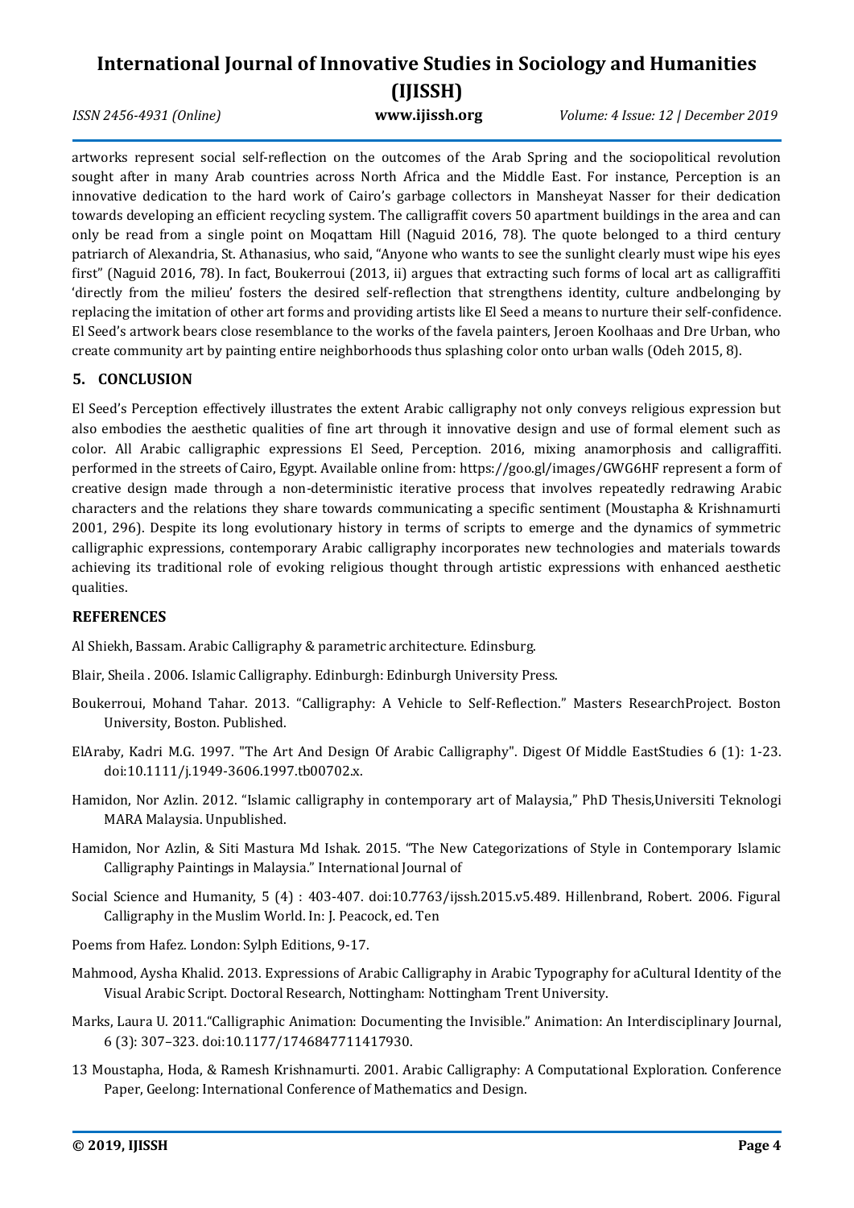artworks represent social self-reflection on the outcomes of the Arab Spring and the sociopolitical revolution sought after in many Arab countries across North Africa and the Middle East. For instance, Perception is an innovative dedication to the hard work of Cairo's garbage collectors in Mansheyat Nasser for their dedication towards developing an efficient recycling system. The calligraffit covers 50 apartment buildings in the area and can only be read from a single point on Moqattam Hill (Naguid 2016, 78). The quote belonged to a third century patriarch of Alexandria, St. Athanasius, who said, "Anyone who wants to see the sunlight clearly must wipe his eyes first" (Naguid 2016, 78). In fact, Boukerroui (2013, ii) argues that extracting such forms of local art as calligraffiti 'directly from the milieu' fosters the desired self-reflection that strengthens identity, culture andbelonging by replacing the imitation of other art forms and providing artists like El Seed a means to nurture their self-confidence. El Seed's artwork bears close resemblance to the works of the favela painters, Jeroen Koolhaas and Dre Urban, who create community art by painting entire neighborhoods thus splashing color onto urban walls (Odeh 2015, 8).

## 5. CONCLUSION

El Seed's Perception effectively illustrates the extent Arabic calligraphy not only conveys religious expression but also embodies the aesthetic qualities of fine art through it innovative design and use of formal element such as color. All Arabic calligraphic expressions El Seed, Perception. 2016, mixing anamorphosis and calligraffiti. performed in the streets of Cairo, Egypt. Available online from: https://goo.gl/images/GWG6HF represent a form of creative design made through a non-deterministic iterative process that involves repeatedly redrawing Arabic characters and the relations they share towards communicating a specific sentiment (Moustapha & Krishnamurti 2001, 296). Despite its long evolutionary history in terms of scripts to emerge and the dynamics of symmetric calligraphic expressions, contemporary Arabic calligraphy incorporates new technologies and materials towards achieving its traditional role of evoking religious thought through artistic expressions with enhanced aesthetic qualities.

## REFERENCES

Al Shiekh, Bassam. Arabic Calligraphy & parametric architecture. Edinsburg.

Blair, Sheila . 2006. Islamic Calligraphy. Edinburgh: Edinburgh University Press.

Boukerroui, Mohand Tahar. 2013. "Calligraphy: A Vehicle to Self-Reflection." Masters ResearchProject. Boston University, Boston. Published.

ElAraby, Kadri M.G. 1997. "The Art And Design Of Arabic Calligraphy". Digest Of Middle EastStudies 6 (1): 1-23. doi:10.1111/j.1949-3606.1997.tb00702.x.

Hamidon, Nor Azlin. 2012. "Islamic calligraphy in contemporary art of Malaysia," PhD Thesis,Universiti Teknologi MARA Malaysia. Unpublished.

Hamidon, Nor Azlin, & Siti Mastura Md Ishak. 2015. "The New Categorizations of Style in Contemporary Islamic Calligraphy Paintings in Malaysia." International Journal of

Social Science and Humanity, 5 (4) : 403-407. doi:10.7763/ijssh.2015.v5.489. Hillenbrand, Robert. 2006. Figural Calligraphy in the Muslim World. In: J. Peacock, ed. Ten

Poems from Hafez. London: Sylph Editions, 9-17.

Mahmood, Aysha Khalid. 2013. Expressions of Arabic Calligraphy in Arabic Typography for aCultural Identity of the Visual Arabic Script. Doctoral Research, Nottingham: Nottingham Trent University.

Marks, Laura U. 2011."Calligraphic Animation: Documenting the Invisible." Animation: An Interdisciplinary Journal, 6 (3): 307–323. doi:10.1177/1746847711417930.

13 Moustapha, Hoda, & Ramesh Krishnamurti. 2001. Arabic Calligraphy: A Computational Exploration. Conference Paper, Geelong: International Conference of Mathematics and Design.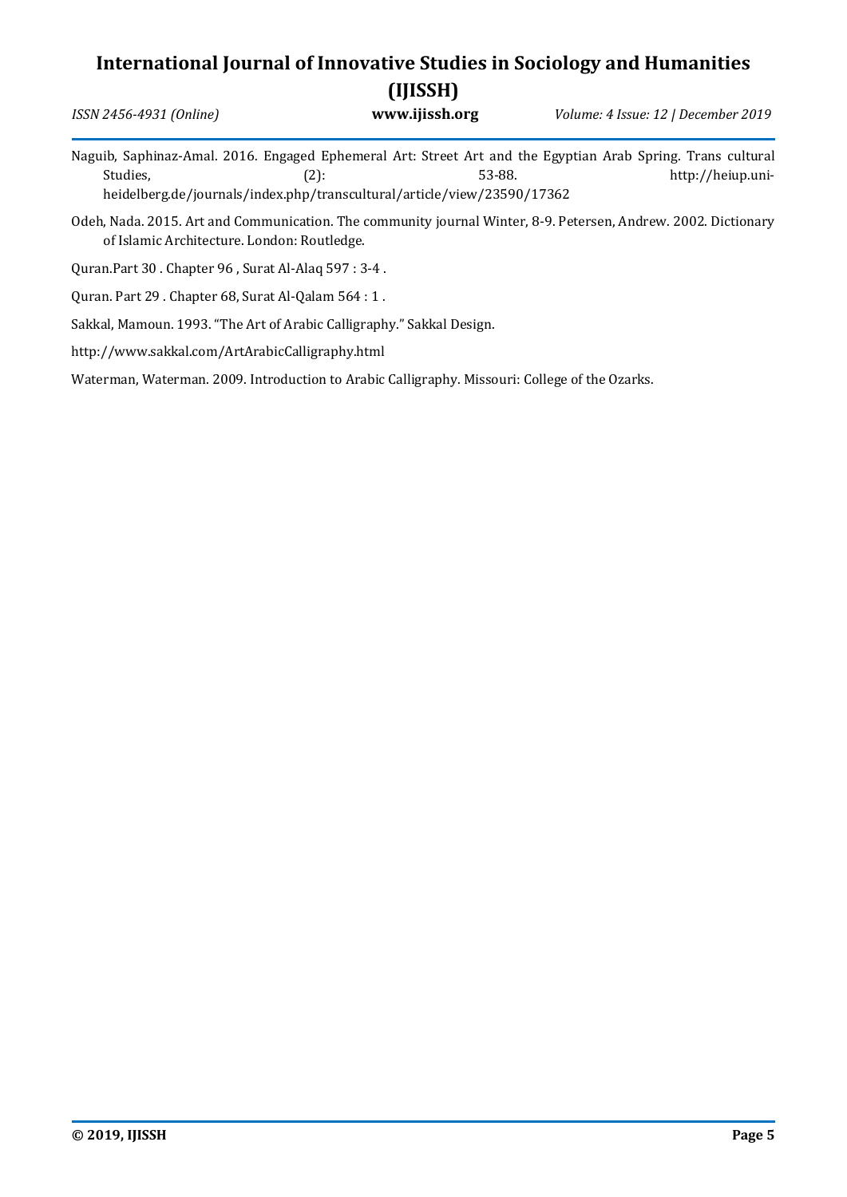Naguib, Saphinaz-Amal. 2016. Engaged Ephemeral Art: Street Art and the Egyptian Arab Spring. Trans cultural Studies, (2): 53-88. http://heiup.uni-heidelberg.de/journals/index.php/transcultural/article/view/23590/17362

Odeh, Nada. 2015. Art and Communication. The community journal Winter, 8-9. Petersen, Andrew. 2002. Dictionary of Islamic Architecture. London: Routledge.

Quran.Part 30 . Chapter 96 , Surat Al-Alaq 597 : 3-4 .

Quran. Part 29 . Chapter 68, Surat Al-Qalam 564 : 1 .

Sakkal, Mamoun. 1993. "The Art of Arabic Calligraphy." Sakkal Design.

http://www.sakkal.com/ArtArabicCalligraphy.html

Waterman, Waterman. 2009. Introduction to Arabic Calligraphy. Missouri: College of the Ozarks.